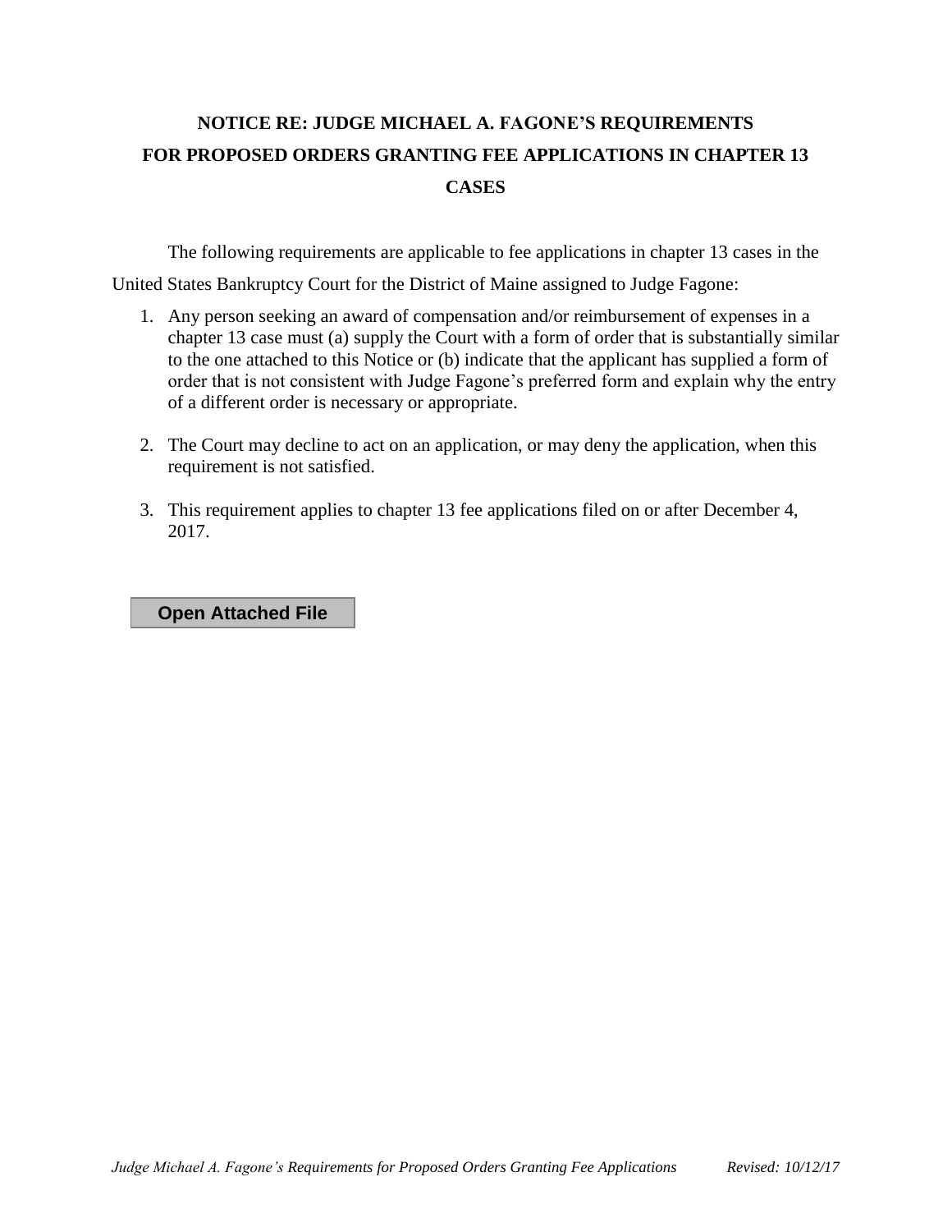# NOTICE RE: JUDGE MICHAEL A. FAGONE'S REQUIREMENTS FOR PROPOSED ORDERS GRANTING FEE APPLICATIONS IN CHAPTER 13 CASES

The following requirements are applicable to fee applications in chapter 13 cases in the United States Bankruptcy Court for the District of Maine assigned to Judge Fagone:

1. Any person seeking an award of compensation and/or reimbursement of expenses in a chapter 13 case must (a) supply the Court with a form of order that is substantially similar to the one attached to this Notice or (b) indicate that the applicant has supplied a form of order that is not consistent with Judge Fagone's preferred form and explain why the entry of a different order is necessary or appropriate.

2. The Court may decline to act on an application, or may deny the application, when this requirement is not satisfied.

3. This requirement applies to chapter 13 fee applications filed on or after December 4, 2017.

**Open Attached File**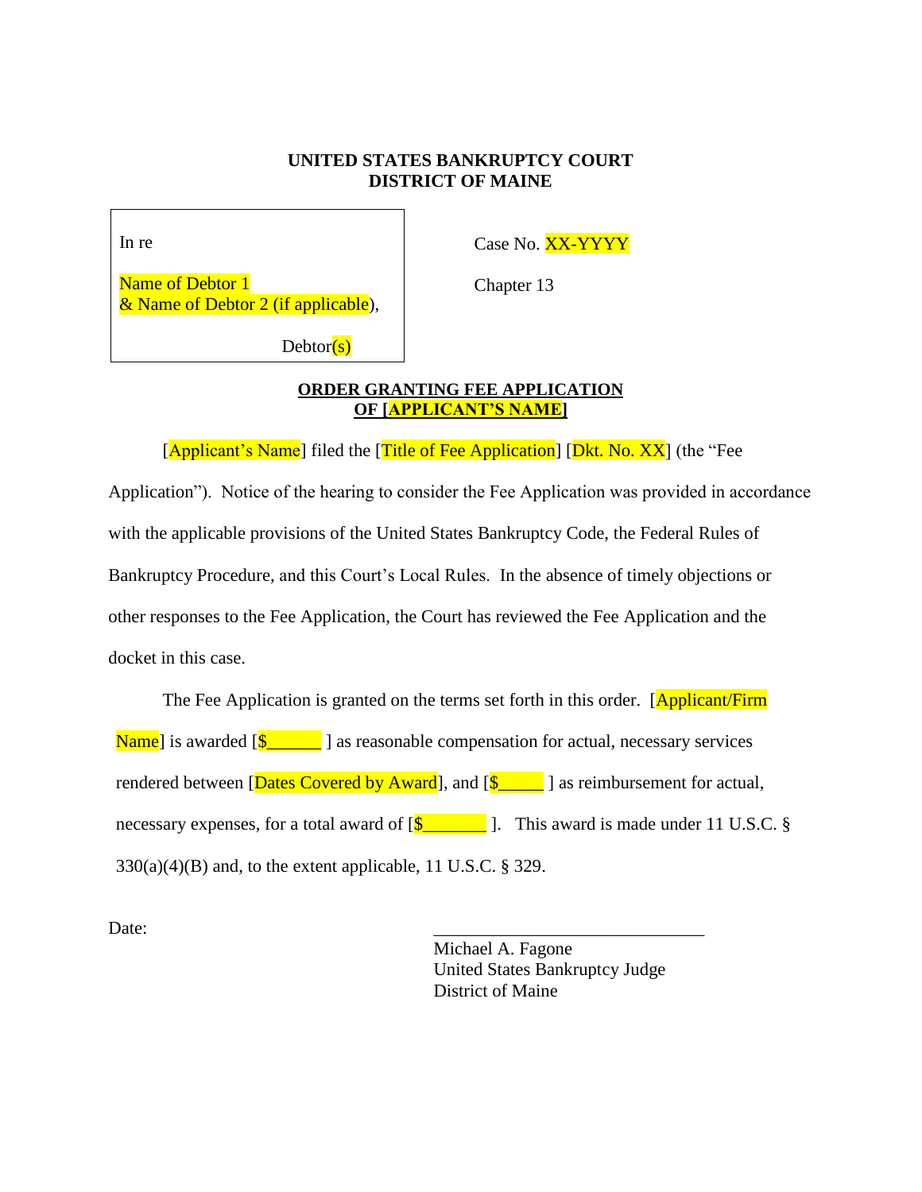**UNITED STATES BANKRUPTCY COURT**
**DISTRICT OF MAINE**

| | |
|---|---|
| In re<br><br>Name of Debtor 1<br>& Name of Debtor 2 (if applicable),<br><br>Debtor(s) | Case No. XX-YYYY<br><br>Chapter 13 |

**ORDER GRANTING FEE APPLICATION**
**OF [APPLICANT'S NAME]**

[Applicant's Name] filed the [Title of Fee Application] [Dkt. No. XX] (the "Fee Application"). Notice of the hearing to consider the Fee Application was provided in accordance with the applicable provisions of the United States Bankruptcy Code, the Federal Rules of Bankruptcy Procedure, and this Court's Local Rules. In the absence of timely objections or other responses to the Fee Application, the Court has reviewed the Fee Application and the docket in this case.

The Fee Application is granted on the terms set forth in this order. [Applicant/Firm Name] is awarded [$______ ] as reasonable compensation for actual, necessary services rendered between [Dates Covered by Award], and [$_____ ] as reimbursement for actual, necessary expenses, for a total award of [$_______ ]. This award is made under 11 U.S.C. § 330(a)(4)(B) and, to the extent applicable, 11 U.S.C. § 329.

Date:

_______________________________
Michael A. Fagone
United States Bankruptcy Judge
District of Maine